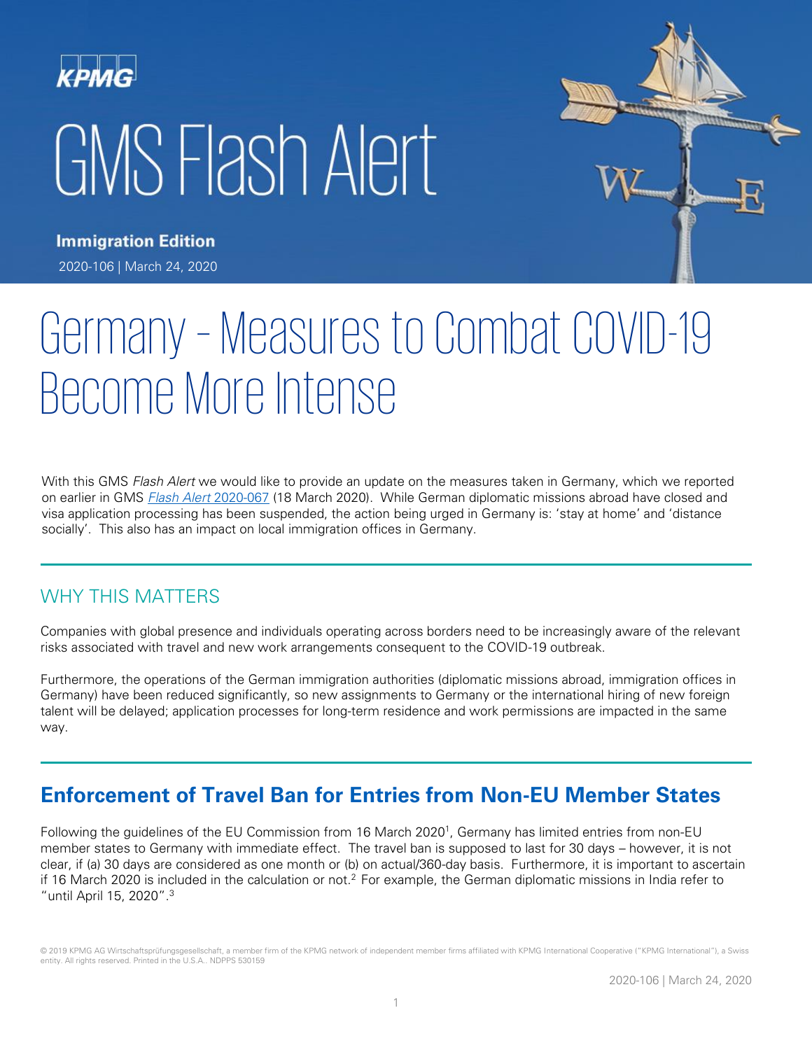KPMG

# GMS Flash Alert

**Immigration Edition**

2020-106 | March 24, 2020

# Germany – Measures to Combat COVID-19 Become More Intense

With this GMS *Flash Alert* we would like to provide an update on the measures taken in Germany, which we reported on earlier in GMS *Flash Alert* 2020-067 (18 March 2020). While German diplomatic missions abroad have closed and visa application processing has been suspended, the action being urged in Germany is: 'stay at home' and 'distance socially'. This also has an impact on local immigration offices in Germany.

## WHY THIS MATTERS

Companies with global presence and individuals operating across borders need to be increasingly aware of the relevant risks associated with travel and new work arrangements consequent to the COVID-19 outbreak.

Furthermore, the operations of the German immigration authorities (diplomatic missions abroad, immigration offices in Germany) have been reduced significantly, so new assignments to Germany or the international hiring of new foreign talent will be delayed; application processes for long-term residence and work permissions are impacted in the same way.

## Enforcement of Travel Ban for Entries from Non-EU Member States

Following the guidelines of the EU Commission from 16 March 2020[1], Germany has limited entries from non-EU member states to Germany with immediate effect. The travel ban is supposed to last for 30 days – however, it is not clear, if (a) 30 days are considered as one month or (b) on actual/360-day basis. Furthermore, it is important to ascertain if 16 March 2020 is included in the calculation or not.[2] For example, the German diplomatic missions in India refer to "until April 15, 2020".[3]

© 2019 KPMG AG Wirtschaftsprüfungsgesellschaft, a member firm of the KPMG network of independent member firms affiliated with KPMG International Cooperative ("KPMG International"), a Swiss entity. All rights reserved. Printed in the U.S.A.. NDPPS 530159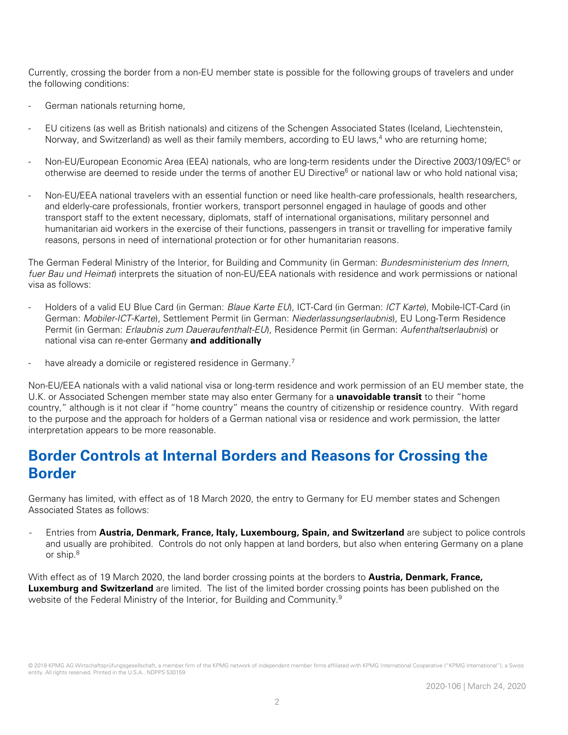Currently, crossing the border from a non-EU member state is possible for the following groups of travelers and under the following conditions:

- German nationals returning home,
- EU citizens (as well as British nationals) and citizens of the Schengen Associated States (Iceland, Liechtenstein, Norway, and Switzerland) as well as their family members, according to EU laws,[4] who are returning home;
- Non-EU/European Economic Area (EEA) nationals, who are long-term residents under the Directive 2003/109/EC[5] or otherwise are deemed to reside under the terms of another EU Directive[6] or national law or who hold national visa;
- Non-EU/EEA national travelers with an essential function or need like health-care professionals, health researchers, and elderly-care professionals, frontier workers, transport personnel engaged in haulage of goods and other transport staff to the extent necessary, diplomats, staff of international organisations, military personnel and humanitarian aid workers in the exercise of their functions, passengers in transit or travelling for imperative family reasons, persons in need of international protection or for other humanitarian reasons.

The German Federal Ministry of the Interior, for Building and Community (in German: *Bundesministerium des Innern, fuer Bau und Heimat*) interprets the situation of non-EU/EEA nationals with residence and work permissions or national visa as follows:

- Holders of a valid EU Blue Card (in German: *Blaue Karte EU*), ICT-Card (in German: *ICT Karte*), Mobile-ICT-Card (in German: *Mobiler-ICT-Karte*), Settlement Permit (in German: *Niederlassungserlaubnis*), EU Long-Term Residence Permit (in German: *Erlaubnis zum Daueraufenthalt-EU*), Residence Permit (in German: *Aufenthaltserlaubnis*) or national visa can re-enter Germany **and additionally**
- have already a domicile or registered residence in Germany.[7]

Non-EU/EEA nationals with a valid national visa or long-term residence and work permission of an EU member state, the U.K. or Associated Schengen member state may also enter Germany for a **unavoidable transit** to their "home country," although is it not clear if "home country" means the country of citizenship or residence country. With regard to the purpose and the approach for holders of a German national visa or residence and work permission, the latter interpretation appears to be more reasonable.

## Border Controls at Internal Borders and Reasons for Crossing the Border

Germany has limited, with effect as of 18 March 2020, the entry to Germany for EU member states and Schengen Associated States as follows:

- Entries from **Austria, Denmark, France, Italy, Luxembourg, Spain, and Switzerland** are subject to police controls and usually are prohibited. Controls do not only happen at land borders, but also when entering Germany on a plane or ship.[8]

With effect as of 19 March 2020, the land border crossing points at the borders to **Austria, Denmark, France, Luxemburg and Switzerland** are limited. The list of the limited border crossing points has been published on the website of the Federal Ministry of the Interior, for Building and Community.[9]

© 2019 KPMG AG Wirtschaftsprüfungsgesellschaft, a member firm of the KPMG network of independent member firms affiliated with KPMG International Cooperative ("KPMG International"), a Swiss entity. All rights reserved. Printed in the U.S.A.. NDPPS 530159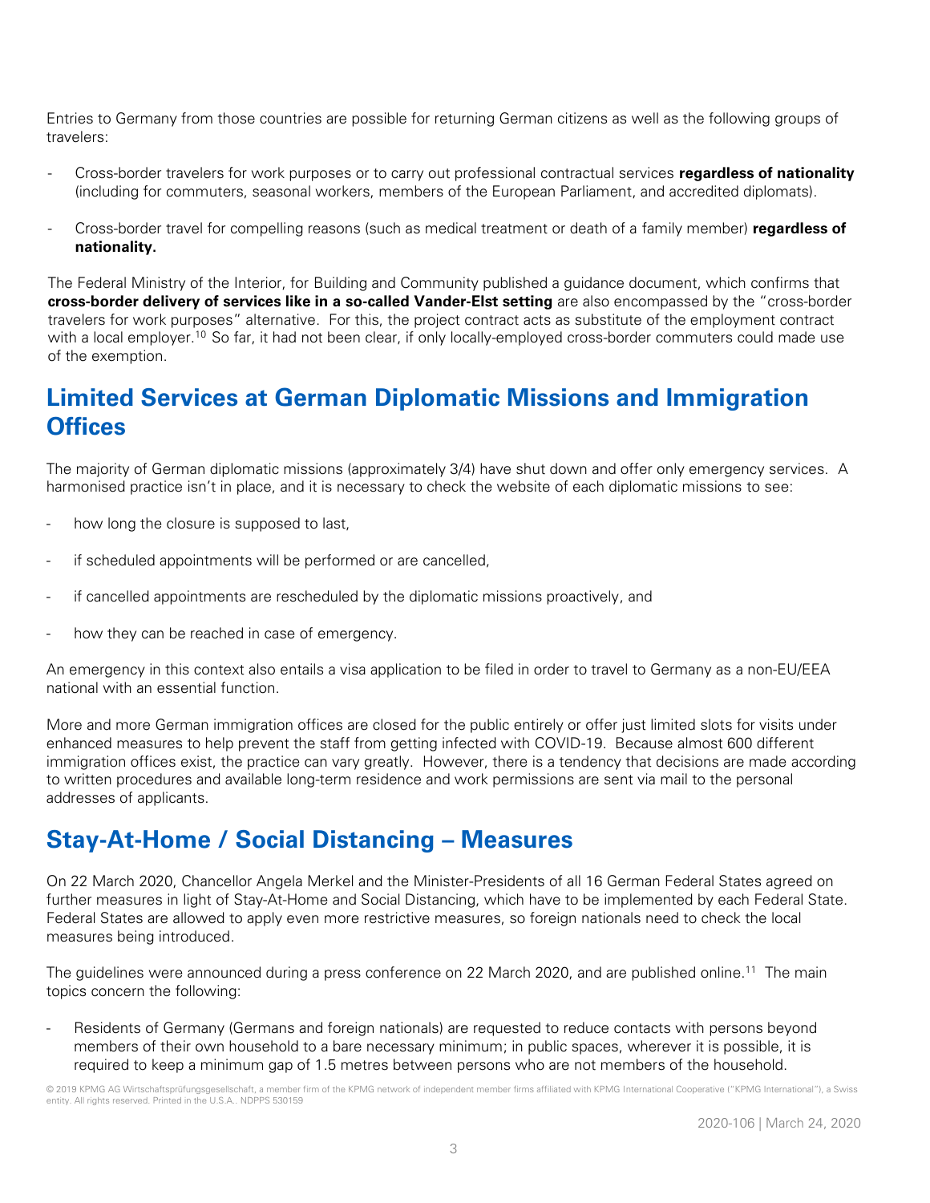Entries to Germany from those countries are possible for returning German citizens as well as the following groups of travelers:

- Cross-border travelers for work purposes or to carry out professional contractual services **regardless of nationality** (including for commuters, seasonal workers, members of the European Parliament, and accredited diplomats).

- Cross-border travel for compelling reasons (such as medical treatment or death of a family member) **regardless of nationality.**

The Federal Ministry of the Interior, for Building and Community published a guidance document, which confirms that **cross-border delivery of services like in a so-called Vander-Elst setting** are also encompassed by the "cross-border travelers for work purposes" alternative. For this, the project contract acts as substitute of the employment contract with a local employer.[10] So far, it had not been clear, if only locally-employed cross-border commuters could made use of the exemption.

## Limited Services at German Diplomatic Missions and Immigration Offices

The majority of German diplomatic missions (approximately 3/4) have shut down and offer only emergency services. A harmonised practice isn't in place, and it is necessary to check the website of each diplomatic missions to see:

- how long the closure is supposed to last,

- if scheduled appointments will be performed or are cancelled,

- if cancelled appointments are rescheduled by the diplomatic missions proactively, and

- how they can be reached in case of emergency.

An emergency in this context also entails a visa application to be filed in order to travel to Germany as a non-EU/EEA national with an essential function.

More and more German immigration offices are closed for the public entirely or offer just limited slots for visits under enhanced measures to help prevent the staff from getting infected with COVID-19. Because almost 600 different immigration offices exist, the practice can vary greatly. However, there is a tendency that decisions are made according to written procedures and available long-term residence and work permissions are sent via mail to the personal addresses of applicants.

## Stay-At-Home / Social Distancing – Measures

On 22 March 2020, Chancellor Angela Merkel and the Minister-Presidents of all 16 German Federal States agreed on further measures in light of Stay-At-Home and Social Distancing, which have to be implemented by each Federal State. Federal States are allowed to apply even more restrictive measures, so foreign nationals need to check the local measures being introduced.

The guidelines were announced during a press conference on 22 March 2020, and are published online.[11] The main topics concern the following:

- Residents of Germany (Germans and foreign nationals) are requested to reduce contacts with persons beyond members of their own household to a bare necessary minimum; in public spaces, wherever it is possible, it is required to keep a minimum gap of 1.5 metres between persons who are not members of the household.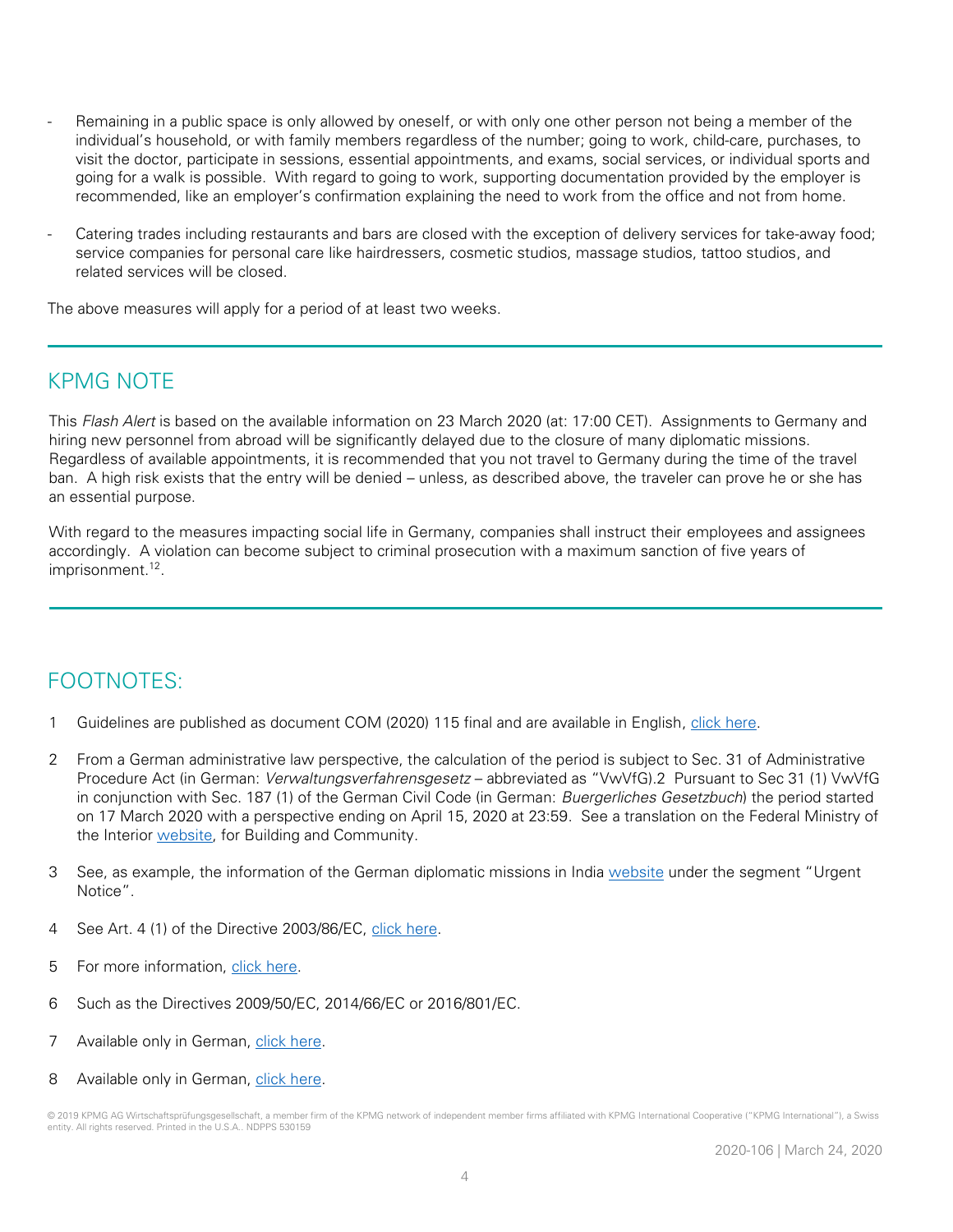- Remaining in a public space is only allowed by oneself, or with only one other person not being a member of the individual's household, or with family members regardless of the number; going to work, child-care, purchases, to visit the doctor, participate in sessions, essential appointments, and exams, social services, or individual sports and going for a walk is possible. With regard to going to work, supporting documentation provided by the employer is recommended, like an employer's confirmation explaining the need to work from the office and not from home.

- Catering trades including restaurants and bars are closed with the exception of delivery services for take-away food; service companies for personal care like hairdressers, cosmetic studios, massage studios, tattoo studios, and related services will be closed.

The above measures will apply for a period of at least two weeks.

## KPMG NOTE

This *Flash Alert* is based on the available information on 23 March 2020 (at: 17:00 CET). Assignments to Germany and hiring new personnel from abroad will be significantly delayed due to the closure of many diplomatic missions. Regardless of available appointments, it is recommended that you not travel to Germany during the time of the travel ban. A high risk exists that the entry will be denied – unless, as described above, the traveler can prove he or she has an essential purpose.

With regard to the measures impacting social life in Germany, companies shall instruct their employees and assignees accordingly. A violation can become subject to criminal prosecution with a maximum sanction of five years of imprisonment.[12].

## FOOTNOTES:

1 Guidelines are published as document COM (2020) 115 final and are available in English, click here.

2 From a German administrative law perspective, the calculation of the period is subject to Sec. 31 of Administrative Procedure Act (in German: *Verwaltungsverfahrensgesetz* – abbreviated as "VwVfG).2 Pursuant to Sec 31 (1) VwVfG in conjunction with Sec. 187 (1) of the German Civil Code (in German: *Buergerliches Gesetzbuch*) the period started on 17 March 2020 with a perspective ending on April 15, 2020 at 23:59. See a translation on the Federal Ministry of the Interior website, for Building and Community.

3 See, as example, the information of the German diplomatic missions in India website under the segment "Urgent Notice".

4 See Art. 4 (1) of the Directive 2003/86/EC, click here.

5 For more information, click here.

6 Such as the Directives 2009/50/EC, 2014/66/EC or 2016/801/EC.

7 Available only in German, click here.

8 Available only in German, click here.

© 2019 KPMG AG Wirtschaftsprüfungsgesellschaft, a member firm of the KPMG network of independent member firms affiliated with KPMG International Cooperative ("KPMG International"), a Swiss entity. All rights reserved. Printed in the U.S.A.. NDPPS 530159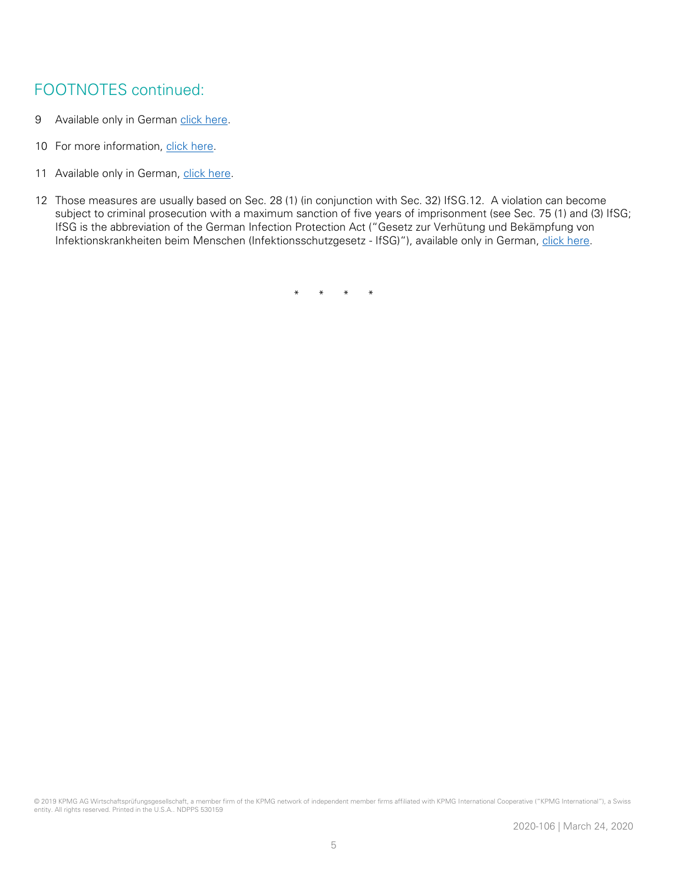## FOOTNOTES continued:

9 Available only in German click here.

10 For more information, click here.

11 Available only in German, click here.

12 Those measures are usually based on Sec. 28 (1) (in conjunction with Sec. 32) IfSG.12. A violation can become subject to criminal prosecution with a maximum sanction of five years of imprisonment (see Sec. 75 (1) and (3) IfSG; IfSG is the abbreviation of the German Infection Protection Act ("Gesetz zur Verhütung und Bekämpfung von Infektionskrankheiten beim Menschen (Infektionsschutzgesetz - IfSG)"), available only in German, click here.

\* \* \* \*

© 2019 KPMG AG Wirtschaftsprüfungsgesellschaft, a member firm of the KPMG network of independent member firms affiliated with KPMG International Cooperative ("KPMG International"), a Swiss entity. All rights reserved. Printed in the U.S.A.. NDPPS 530159

2020-106 | March 24, 2020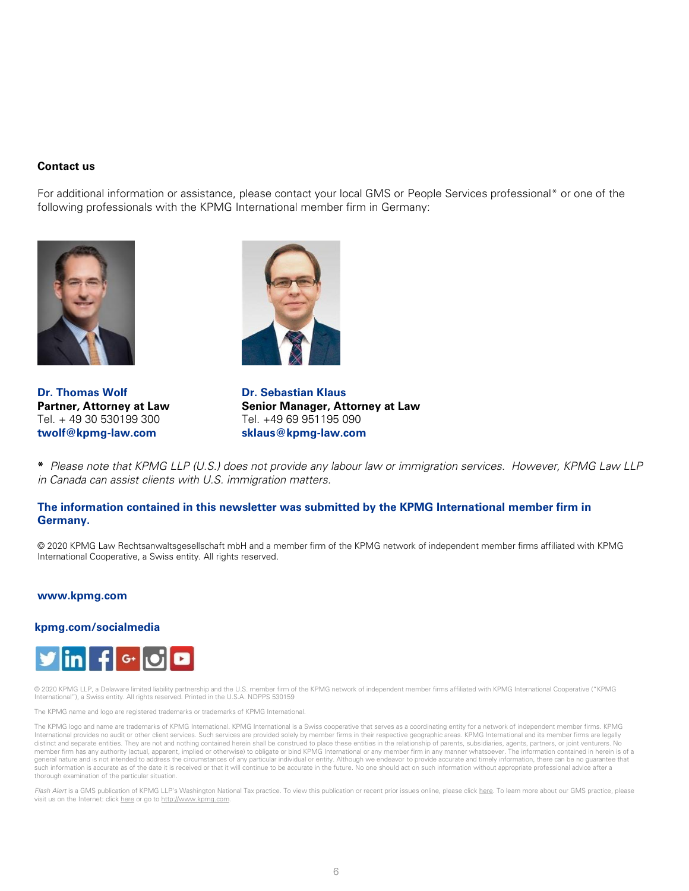**Contact us**

For additional information or assistance, please contact your local GMS or People Services professional* or one of the following professionals with the KPMG International member firm in Germany:

**Dr. Thomas Wolf**
**Partner, Attorney at Law**
Tel. + 49 30 530199 300
**twolf@kpmg-law.com**

**Dr. Sebastian Klaus**
**Senior Manager, Attorney at Law**
Tel. +49 69 951195 090
**sklaus@kpmg-law.com**

**\*** *Please note that KPMG LLP (U.S.) does not provide any labour law or immigration services. However, KPMG Law LLP in Canada can assist clients with U.S. immigration matters.*

**The information contained in this newsletter was submitted by the KPMG International member firm in Germany.**

© 2020 KPMG Law Rechtsanwaltsgesellschaft mbH and a member firm of the KPMG network of independent member firms affiliated with KPMG International Cooperative, a Swiss entity. All rights reserved.

**www.kpmg.com**

**kpmg.com/socialmedia**

© 2020 KPMG LLP, a Delaware limited liability partnership and the U.S. member firm of the KPMG network of independent member firms affiliated with KPMG International Cooperative ("KPMG International"), a Swiss entity. All rights reserved. Printed in the U.S.A. NDPPS 530159

The KPMG name and logo are registered trademarks or trademarks of KPMG International.

The KPMG logo and name are trademarks of KPMG International. KPMG International is a Swiss cooperative that serves as a coordinating entity for a network of independent member firms. KPMG International provides no audit or other client services. Such services are provided solely by member firms in their respective geographic areas. KPMG International and its member firms are legally distinct and separate entities. They are not and nothing contained herein shall be construed to place these entities in the relationship of parents, subsidiaries, agents, partners, or joint venturers. No member firm has any authority (actual, apparent, implied or otherwise) to obligate or bind KPMG International or any member firm in any manner whatsoever. The information contained in herein is of a general nature and is not intended to address the circumstances of any particular individual or entity. Although we endeavor to provide accurate and timely information, there can be no guarantee that such information is accurate as of the date it is received or that it will continue to be accurate in the future. No one should act on such information without appropriate professional advice after a thorough examination of the particular situation.

*Flash Alert* is a GMS publication of KPMG LLP's Washington National Tax practice. To view this publication or recent prior issues online, please click here. To learn more about our GMS practice, please visit us on the Internet: click here or go to http://www.kpmg.com.